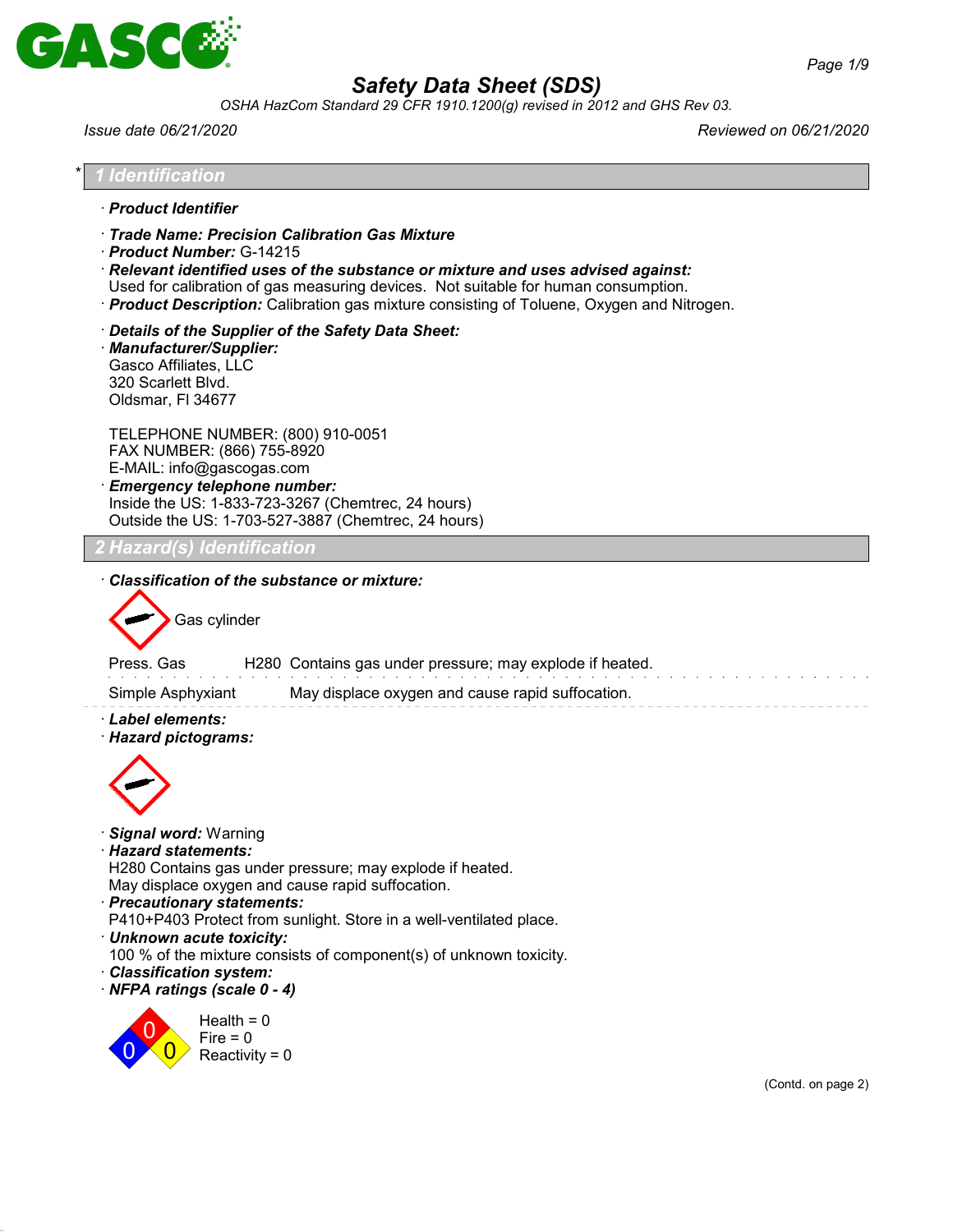# Safety Data Sheet (SDS)

*OSHA HazCom Standard 29 CFR 1910.1200(g) revised in 2012 and GHS Rev 03.*

*Issue date 06/21/2020* *Reviewed on 06/21/2020*

## * 1 Identification

· **Product Identifier**

· **Trade Name: Precision Calibration Gas Mixture**
· **Product Number:** G-14215
· **Relevant identified uses of the substance or mixture and uses advised against:**
Used for calibration of gas measuring devices. Not suitable for human consumption.
· **Product Description:** Calibration gas mixture consisting of Toluene, Oxygen and Nitrogen.

· **Details of the Supplier of the Safety Data Sheet:**
· **Manufacturer/Supplier:**
Gasco Affiliates, LLC
320 Scarlett Blvd.
Oldsmar, Fl 34677

TELEPHONE NUMBER: (800) 910-0051
FAX NUMBER: (866) 755-8920
E-MAIL: info@gascogas.com
· **Emergency telephone number:**
Inside the US: 1-833-723-3267 (Chemtrec, 24 hours)
Outside the US: 1-703-527-3887 (Chemtrec, 24 hours)

## 2 Hazard(s) Identification

· **Classification of the substance or mixture:**

Gas cylinder

| | | |
|---|---|---|
| Press. Gas | H280 | Contains gas under pressure; may explode if heated. |
| Simple Asphyxiant | | May displace oxygen and cause rapid suffocation. |

· **Label elements:**
· **Hazard pictograms:**

· **Signal word:** Warning
· **Hazard statements:**
H280 Contains gas under pressure; may explode if heated.
May displace oxygen and cause rapid suffocation.
· **Precautionary statements:**
P410+P403 Protect from sunlight. Store in a well-ventilated place.
· **Unknown acute toxicity:**
100 % of the mixture consists of component(s) of unknown toxicity.
· **Classification system:**
· **NFPA ratings (scale 0 - 4)**

Health = 0
Fire = 0
Reactivity = 0

(Contd. on page 2)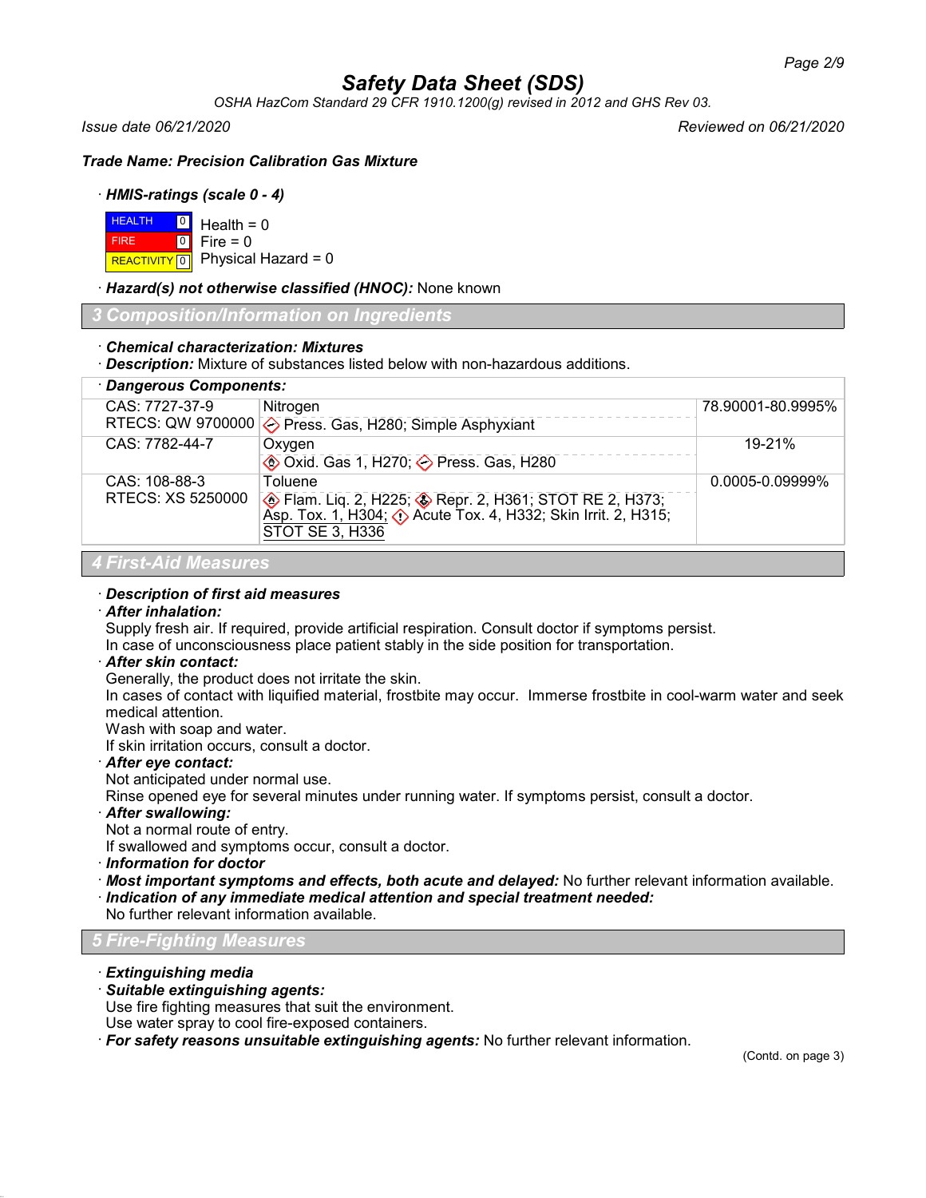# Safety Data Sheet (SDS)

*OSHA HazCom Standard 29 CFR 1910.1200(g) revised in 2012 and GHS Rev 03.*

*Issue date 06/21/2020* *Reviewed on 06/21/2020*

***Trade Name: Precision Calibration Gas Mixture***

· ***HMIS-ratings (scale 0 - 4)***

| | | |
|---|---|---|
| HEALTH | 0 | Health = 0 |
| FIRE | 0 | Fire = 0 |
| REACTIVITY | 0 | Physical Hazard = 0 |

· ***Hazard(s) not otherwise classified (HNOC):*** None known

## 3 Composition/Information on Ingredients

· ***Chemical characterization: Mixtures***

· ***Description:*** Mixture of substances listed below with non-hazardous additions.

· ***Dangerous Components:***

| | | |
|---|---|---|
| CAS: 7727-37-9<br>RTECS: QW 9700000 | Nitrogen<br>Press. Gas, H280; Simple Asphyxiant | 78.90001-80.9995% |
| CAS: 7782-44-7 | Oxygen<br>Oxid. Gas 1, H270; Press. Gas, H280 | 19-21% |
| CAS: 108-88-3<br>RTECS: XS 5250000 | Toluene<br>Flam. Liq. 2, H225; Repr. 2, H361; STOT RE 2, H373; Asp. Tox. 1, H304; Acute Tox. 4, H332; Skin Irrit. 2, H315; STOT SE 3, H336 | 0.0005-0.09999% |

## 4 First-Aid Measures

· ***Description of first aid measures***

· ***After inhalation:***

Supply fresh air. If required, provide artificial respiration. Consult doctor if symptoms persist.
In case of unconsciousness place patient stably in the side position for transportation.

· ***After skin contact:***

Generally, the product does not irritate the skin.
In cases of contact with liquified material, frostbite may occur. Immerse frostbite in cool-warm water and seek medical attention.
Wash with soap and water.
If skin irritation occurs, consult a doctor.

· ***After eye contact:***

Not anticipated under normal use.
Rinse opened eye for several minutes under running water. If symptoms persist, consult a doctor.

· ***After swallowing:***

Not a normal route of entry.
If swallowed and symptoms occur, consult a doctor.

· ***Information for doctor***

· ***Most important symptoms and effects, both acute and delayed:*** No further relevant information available.

· ***Indication of any immediate medical attention and special treatment needed:***
No further relevant information available.

## 5 Fire-Fighting Measures

· ***Extinguishing media***

· ***Suitable extinguishing agents:***

Use fire fighting measures that suit the environment.
Use water spray to cool fire-exposed containers.

· ***For safety reasons unsuitable extinguishing agents:*** No further relevant information.

(Contd. on page 3)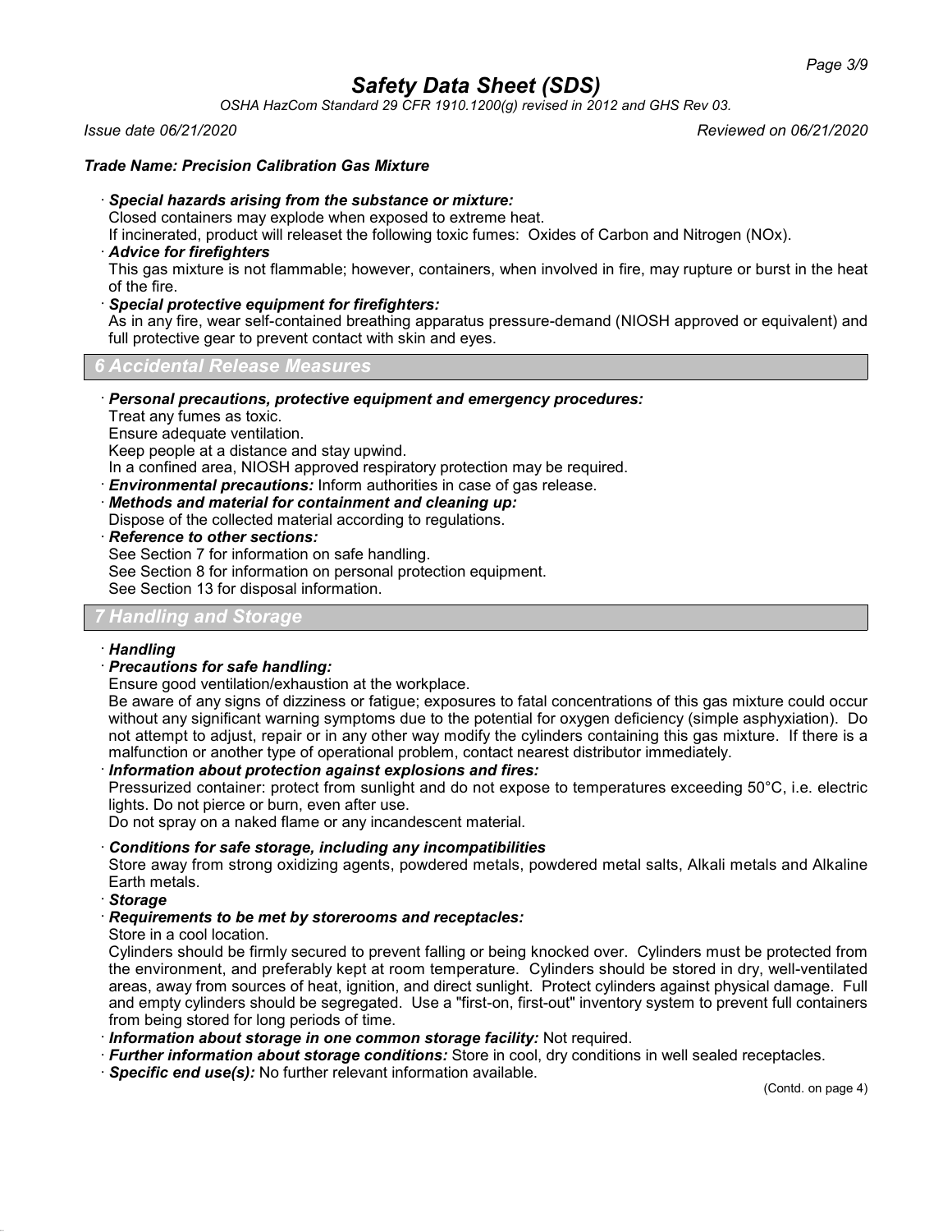*Trade Name: Precision Calibration Gas Mixture*

· ***Special hazards arising from the substance or mixture:***
Closed containers may explode when exposed to extreme heat.
If incinerated, product will releaset the following toxic fumes: Oxides of Carbon and Nitrogen (NOx).

· ***Advice for firefighters***
This gas mixture is not flammable; however, containers, when involved in fire, may rupture or burst in the heat of the fire.

· ***Special protective equipment for firefighters:***
As in any fire, wear self-contained breathing apparatus pressure-demand (NIOSH approved or equivalent) and full protective gear to prevent contact with skin and eyes.

## 6 Accidental Release Measures

· ***Personal precautions, protective equipment and emergency procedures:***
Treat any fumes as toxic.
Ensure adequate ventilation.
Keep people at a distance and stay upwind.
In a confined area, NIOSH approved respiratory protection may be required.

· ***Environmental precautions:*** Inform authorities in case of gas release.

· ***Methods and material for containment and cleaning up:***
Dispose of the collected material according to regulations.

· ***Reference to other sections:***
See Section 7 for information on safe handling.
See Section 8 for information on personal protection equipment.
See Section 13 for disposal information.

## 7 Handling and Storage

· ***Handling***

· ***Precautions for safe handling:***
Ensure good ventilation/exhaustion at the workplace.
Be aware of any signs of dizziness or fatigue; exposures to fatal concentrations of this gas mixture could occur without any significant warning symptoms due to the potential for oxygen deficiency (simple asphyxiation). Do not attempt to adjust, repair or in any other way modify the cylinders containing this gas mixture. If there is a malfunction or another type of operational problem, contact nearest distributor immediately.

· ***Information about protection against explosions and fires:***
Pressurized container: protect from sunlight and do not expose to temperatures exceeding 50°C, i.e. electric lights. Do not pierce or burn, even after use.
Do not spray on a naked flame or any incandescent material.

· ***Conditions for safe storage, including any incompatibilities***
Store away from strong oxidizing agents, powdered metals, powdered metal salts, Alkali metals and Alkaline Earth metals.

· ***Storage***

· ***Requirements to be met by storerooms and receptacles:***
Store in a cool location.
Cylinders should be firmly secured to prevent falling or being knocked over. Cylinders must be protected from the environment, and preferably kept at room temperature. Cylinders should be stored in dry, well-ventilated areas, away from sources of heat, ignition, and direct sunlight. Protect cylinders against physical damage. Full and empty cylinders should be segregated. Use a "first-on, first-out" inventory system to prevent full containers from being stored for long periods of time.

· ***Information about storage in one common storage facility:*** Not required.

· ***Further information about storage conditions:*** Store in cool, dry conditions in well sealed receptacles.

· ***Specific end use(s):*** No further relevant information available.

(Contd. on page 4)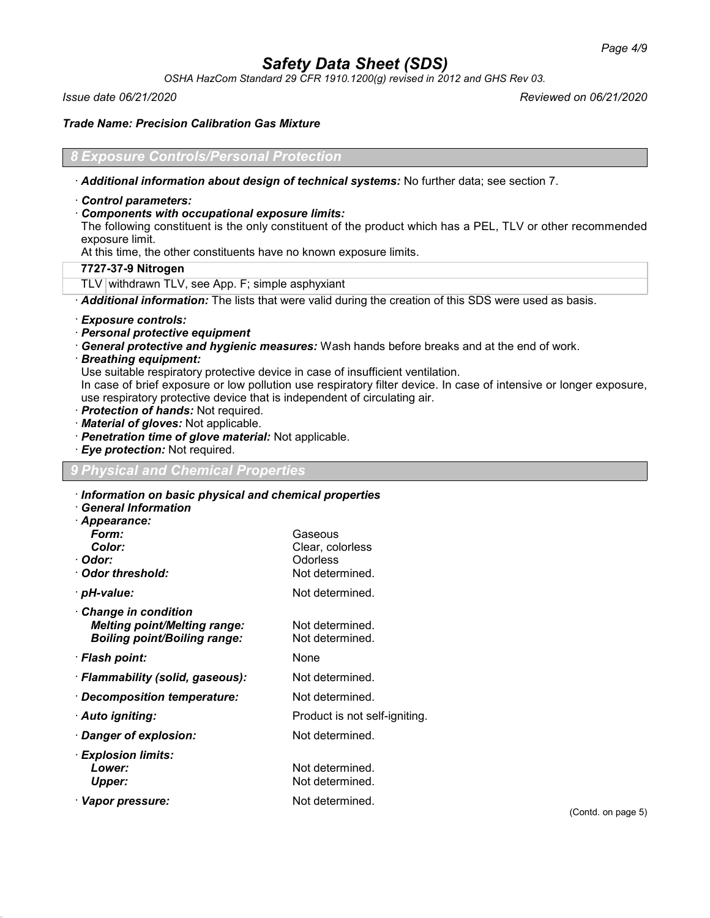## 8 Exposure Controls/Personal Protection

· ***Additional information about design of technical systems:*** No further data; see section 7.

· ***Control parameters:***

· ***Components with occupational exposure limits:***

The following constituent is the only constituent of the product which has a PEL, TLV or other recommended exposure limit.

At this time, the other constituents have no known exposure limits.

| **7727-37-9 Nitrogen** | |
|---|---|
| TLV | withdrawn TLV, see App. F; simple asphyxiant |

· ***Additional information:*** The lists that were valid during the creation of this SDS were used as basis.

· ***Exposure controls:***

· ***Personal protective equipment***

· ***General protective and hygienic measures:*** Wash hands before breaks and at the end of work.

· ***Breathing equipment:***

Use suitable respiratory protective device in case of insufficient ventilation.

In case of brief exposure or low pollution use respiratory filter device. In case of intensive or longer exposure, use respiratory protective device that is independent of circulating air.

· ***Protection of hands:*** Not required.

· ***Material of gloves:*** Not applicable.

· ***Penetration time of glove material:*** Not applicable.

· ***Eye protection:*** Not required.

## 9 Physical and Chemical Properties

· ***Information on basic physical and chemical properties***

· ***General Information***

| | |
|---|---|
| · ***Appearance:*** | |
| ***Form:*** | Gaseous |
| ***Color:*** | Clear, colorless |
| · ***Odor:*** | Odorless |
| · ***Odor threshold:*** | Not determined. |
| · ***pH-value:*** | Not determined. |
| · ***Change in condition*** | |
| ***Melting point/Melting range:*** | Not determined. |
| ***Boiling point/Boiling range:*** | Not determined. |
| · ***Flash point:*** | None |
| · ***Flammability (solid, gaseous):*** | Not determined. |
| · ***Decomposition temperature:*** | Not determined. |
| · ***Auto igniting:*** | Product is not self-igniting. |
| · ***Danger of explosion:*** | Not determined. |
| · ***Explosion limits:*** | |
| ***Lower:*** | Not determined. |
| ***Upper:*** | Not determined. |
| · ***Vapor pressure:*** | Not determined. |

(Contd. on page 5)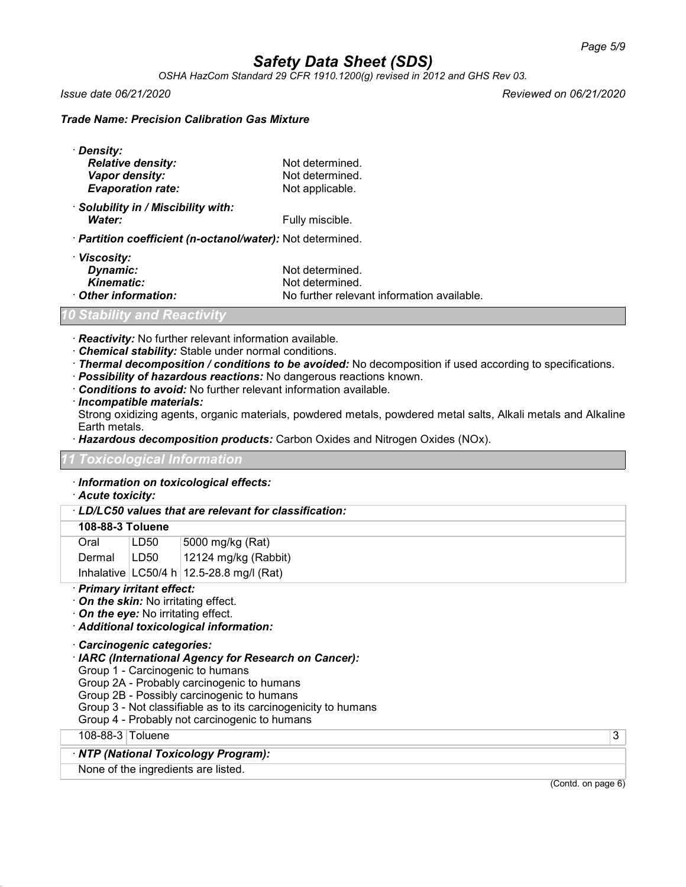*Trade Name: Precision Calibration Gas Mixture*

· ***Density:***
  - ***Relative density:*** Not determined.
  - ***Vapor density:*** Not determined.
  - ***Evaporation rate:*** Not applicable.

· ***Solubility in / Miscibility with:***
  - ***Water:*** Fully miscible.

· ***Partition coefficient (n-octanol/water):*** Not determined.

· ***Viscosity:***
  - ***Dynamic:*** Not determined.
  - ***Kinematic:*** Not determined.

· ***Other information:*** No further relevant information available.

## 10 Stability and Reactivity

· ***Reactivity:*** No further relevant information available.
· ***Chemical stability:*** Stable under normal conditions.
· ***Thermal decomposition / conditions to be avoided:*** No decomposition if used according to specifications.
· ***Possibility of hazardous reactions:*** No dangerous reactions known.
· ***Conditions to avoid:*** No further relevant information available.
· ***Incompatible materials:***
Strong oxidizing agents, organic materials, powdered metals, powdered metal salts, Alkali metals and Alkaline Earth metals.
· ***Hazardous decomposition products:*** Carbon Oxides and Nitrogen Oxides (NOx).

## 11 Toxicological Information

· ***Information on toxicological effects:***
· ***Acute toxicity:***

· ***LD/LC50 values that are relevant for classification:***

| **108-88-3 Toluene** | | |
|---|---|---|
| Oral | LD50 | 5000 mg/kg (Rat) |
| Dermal | LD50 | 12124 mg/kg (Rabbit) |
| Inhalative | LC50/4 h | 12.5-28.8 mg/l (Rat) |

· ***Primary irritant effect:***
· ***On the skin:*** No irritating effect.
· ***On the eye:*** No irritating effect.
· ***Additional toxicological information:***

· ***Carcinogenic categories:***
· ***IARC (International Agency for Research on Cancer):***
Group 1 - Carcinogenic to humans
Group 2A - Probably carcinogenic to humans
Group 2B - Possibly carcinogenic to humans
Group 3 - Not classifiable as to its carcinogenicity to humans
Group 4 - Probably not carcinogenic to humans

| 108-88-3 | Toluene | 3 |
|---|---|---|

· ***NTP (National Toxicology Program):***

None of the ingredients are listed.

(Contd. on page 6)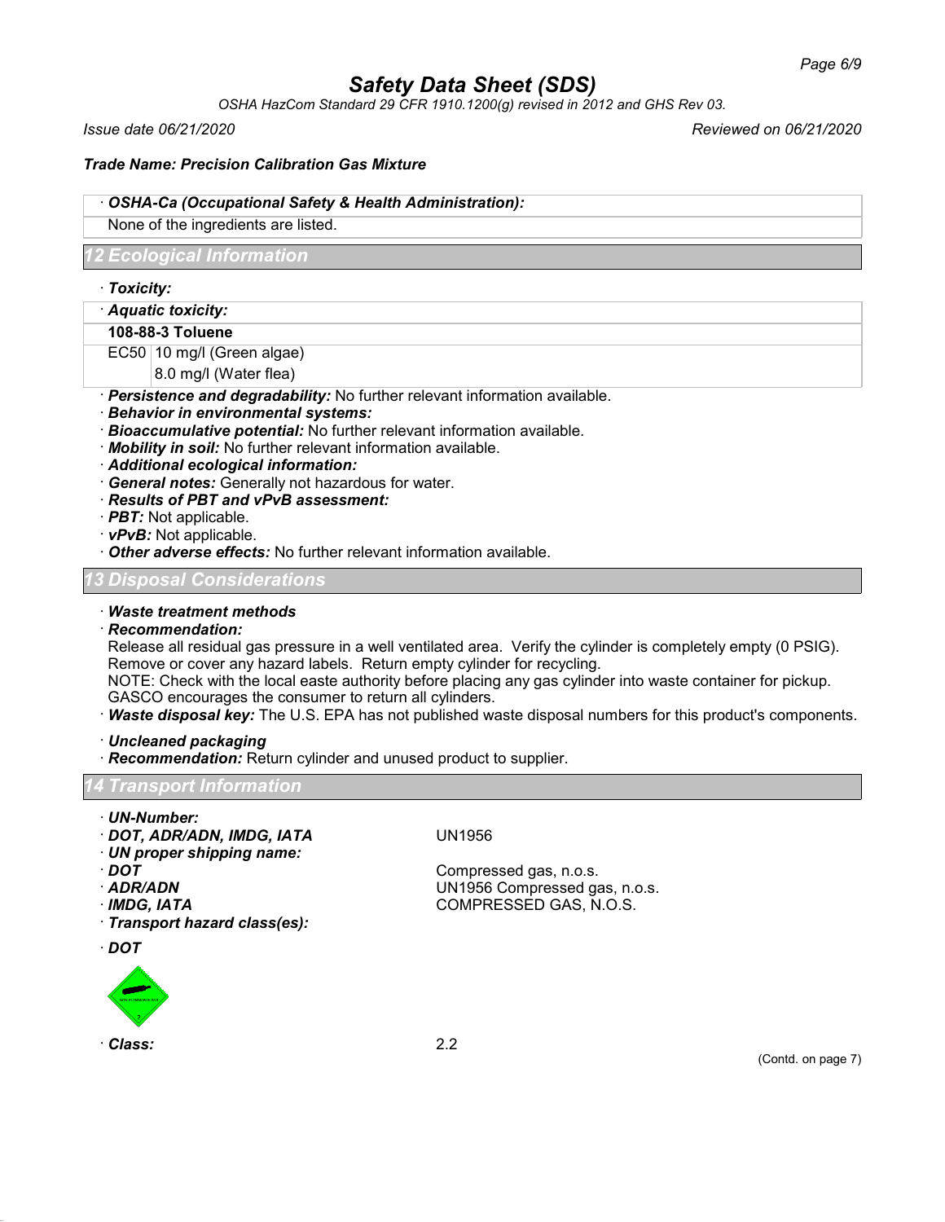· **OSHA-Ca (Occupational Safety & Health Administration):**

None of the ingredients are listed.

## 12 Ecological Information

· **Toxicity:**

· **Aquatic toxicity:**

| **108-88-3 Toluene** | |
|---|---|
| EC50 | 10 mg/l (Green algae) |
| | 8.0 mg/l (Water flea) |

· **Persistence and degradability:** No further relevant information available.
· **Behavior in environmental systems:**
· **Bioaccumulative potential:** No further relevant information available.
· **Mobility in soil:** No further relevant information available.
· **Additional ecological information:**
· **General notes:** Generally not hazardous for water.
· **Results of PBT and vPvB assessment:**
· **PBT:** Not applicable.
· **vPvB:** Not applicable.
· **Other adverse effects:** No further relevant information available.

## 13 Disposal Considerations

· **Waste treatment methods**
· **Recommendation:**
Release all residual gas pressure in a well ventilated area. Verify the cylinder is completely empty (0 PSIG). Remove or cover any hazard labels. Return empty cylinder for recycling.
NOTE: Check with the local easte authority before placing any gas cylinder into waste container for pickup. GASCO encourages the consumer to return all cylinders.
· **Waste disposal key:** The U.S. EPA has not published waste disposal numbers for this product's components.

· **Uncleaned packaging**
· **Recommendation:** Return cylinder and unused product to supplier.

## 14 Transport Information

· **UN-Number:**
· **DOT, ADR/ADN, IMDG, IATA** UN1956
· **UN proper shipping name:**
· **DOT** Compressed gas, n.o.s.
· **ADR/ADN** UN1956 Compressed gas, n.o.s.
· **IMDG, IATA** COMPRESSED GAS, N.O.S.
· **Transport hazard class(es):**

· **DOT**

· **Class:** 2.2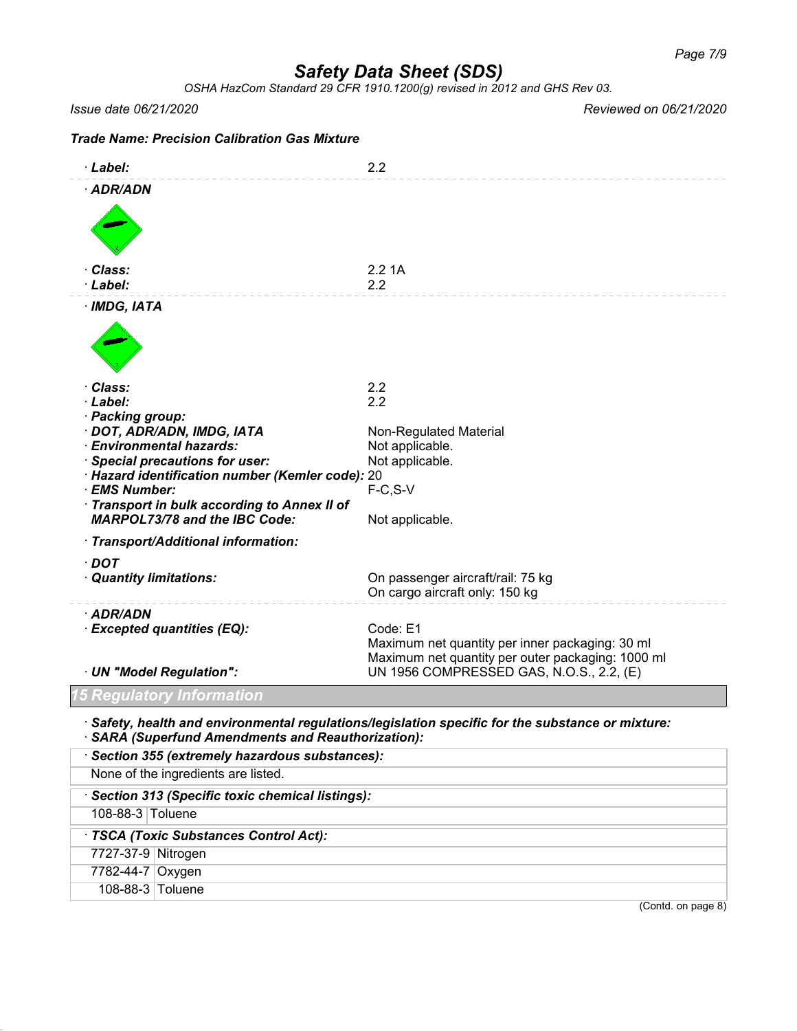# Safety Data Sheet (SDS)

*OSHA HazCom Standard 29 CFR 1910.1200(g) revised in 2012 and GHS Rev 03.*

*Issue date 06/21/2020* *Reviewed on 06/21/2020*

***Trade Name: Precision Calibration Gas Mixture***

· **Label:** 2.2

· **ADR/ADN**

· **Class:** 2.2 1A
· **Label:** 2.2

· **IMDG, IATA**

· **Class:** 2.2
· **Label:** 2.2
· **Packing group:**
· **DOT, ADR/ADN, IMDG, IATA** Non-Regulated Material
· **Environmental hazards:** Not applicable.
· **Special precautions for user:** Not applicable.
· **Hazard identification number (Kemler code):** 20
· **EMS Number:** F-C,S-V
· **Transport in bulk according to Annex II of MARPOL73/78 and the IBC Code:** Not applicable.

· **Transport/Additional information:**

· **DOT**
· **Quantity limitations:** On passenger aircraft/rail: 75 kg
On cargo aircraft only: 150 kg

· **ADR/ADN**
· **Excepted quantities (EQ):** Code: E1
Maximum net quantity per inner packaging: 30 ml
Maximum net quantity per outer packaging: 1000 ml
· **UN "Model Regulation":** UN 1956 COMPRESSED GAS, N.O.S., 2.2, (E)

## 15 Regulatory Information

· **Safety, health and environmental regulations/legislation specific for the substance or mixture:**
· **SARA (Superfund Amendments and Reauthorization):**

· **Section 355 (extremely hazardous substances):**

None of the ingredients are listed.

· **Section 313 (Specific toxic chemical listings):**

| | |
|---|---|
| 108-88-3 | Toluene |

· **TSCA (Toxic Substances Control Act):**

| | |
|---|---|
| 7727-37-9 | Nitrogen |
| 7782-44-7 | Oxygen |
| 108-88-3 | Toluene |

(Contd. on page 8)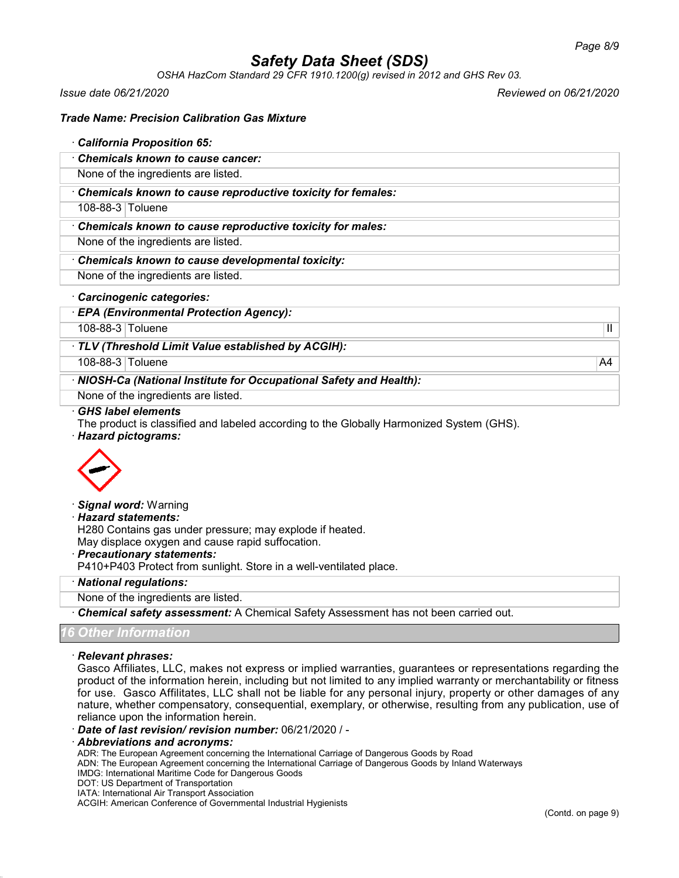**Safety Data Sheet (SDS)**

*OSHA HazCom Standard 29 CFR 1910.1200(g) revised in 2012 and GHS Rev 03.*

*Issue date 06/21/2020* *Reviewed on 06/21/2020*

***Trade Name: Precision Calibration Gas Mixture***

· ***California Proposition 65:***

· ***Chemicals known to cause cancer:***

None of the ingredients are listed.

· ***Chemicals known to cause reproductive toxicity for females:***

| | |
|---|---|
| 108-88-3 | Toluene |

· ***Chemicals known to cause reproductive toxicity for males:***

None of the ingredients are listed.

· ***Chemicals known to cause developmental toxicity:***

None of the ingredients are listed.

· ***Carcinogenic categories:***

· ***EPA (Environmental Protection Agency):***

| | | |
|---|---|---|
| 108-88-3 | Toluene | II |

· ***TLV (Threshold Limit Value established by ACGIH):***

| | | |
|---|---|---|
| 108-88-3 | Toluene | A4 |

· ***NIOSH-Ca (National Institute for Occupational Safety and Health):***

None of the ingredients are listed.

· ***GHS label elements***

The product is classified and labeled according to the Globally Harmonized System (GHS).

· ***Hazard pictograms:***

· ***Signal word:*** Warning

· ***Hazard statements:***

H280 Contains gas under pressure; may explode if heated.

May displace oxygen and cause rapid suffocation.

· ***Precautionary statements:***

P410+P403 Protect from sunlight. Store in a well-ventilated place.

· ***National regulations:***

None of the ingredients are listed.

· ***Chemical safety assessment:*** A Chemical Safety Assessment has not been carried out.

## 16 Other Information

· ***Relevant phrases:***

Gasco Affiliates, LLC, makes not express or implied warranties, guarantees or representations regarding the product of the information herein, including but not limited to any implied warranty or merchantability or fitness for use. Gasco Affiliates, LLC shall not be liable for any personal injury, property or other damages of any nature, whether compensatory, consequential, exemplary, or otherwise, resulting from any publication, use of reliance upon the information herein.

· ***Date of last revision/ revision number:*** 06/21/2020 / -

· ***Abbreviations and acronyms:***

ADR: The European Agreement concerning the International Carriage of Dangerous Goods by Road
ADN: The European Agreement concerning the International Carriage of Dangerous Goods by Inland Waterways
IMDG: International Maritime Code for Dangerous Goods
DOT: US Department of Transportation
IATA: International Air Transport Association
ACGIH: American Conference of Governmental Industrial Hygienists

(Contd. on page 9)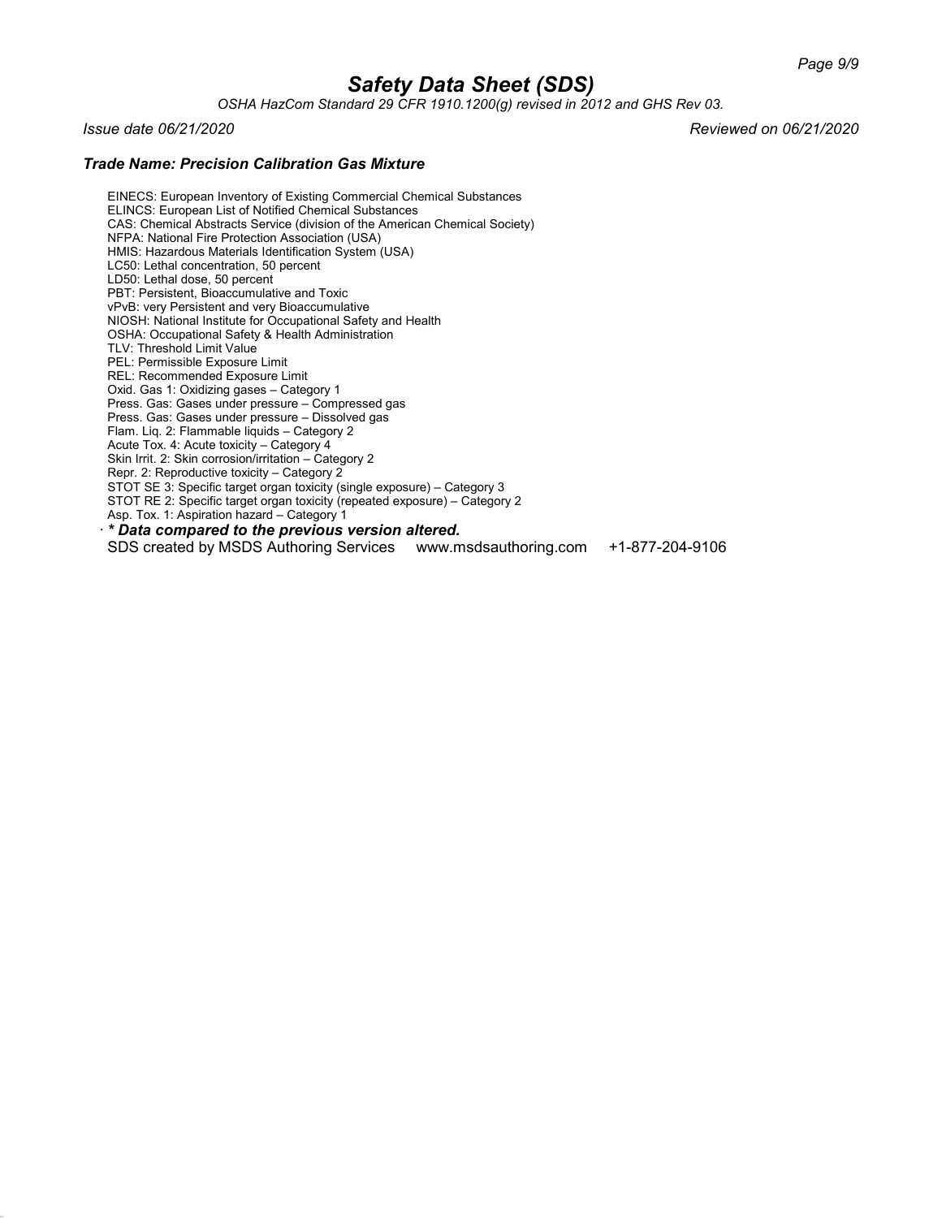EINECS: European Inventory of Existing Commercial Chemical Substances
ELINCS: European List of Notified Chemical Substances
CAS: Chemical Abstracts Service (division of the American Chemical Society)
NFPA: National Fire Protection Association (USA)
HMIS: Hazardous Materials Identification System (USA)
LC50: Lethal concentration, 50 percent
LD50: Lethal dose, 50 percent
PBT: Persistent, Bioaccumulative and Toxic
vPvB: very Persistent and very Bioaccumulative
NIOSH: National Institute for Occupational Safety and Health
OSHA: Occupational Safety & Health Administration
TLV: Threshold Limit Value
PEL: Permissible Exposure Limit
REL: Recommended Exposure Limit
Oxid. Gas 1: Oxidizing gases – Category 1
Press. Gas: Gases under pressure – Compressed gas
Press. Gas: Gases under pressure – Dissolved gas
Flam. Liq. 2: Flammable liquids – Category 2
Acute Tox. 4: Acute toxicity – Category 4
Skin Irrit. 2: Skin corrosion/irritation – Category 2
Repr. 2: Reproductive toxicity – Category 2
STOT SE 3: Specific target organ toxicity (single exposure) – Category 3
STOT RE 2: Specific target organ toxicity (repeated exposure) – Category 2
Asp. Tox. 1: Aspiration hazard – Category 1

· ***\* Data compared to the previous version altered.***

SDS created by MSDS Authoring Services www.msdsauthoring.com +1-877-204-9106